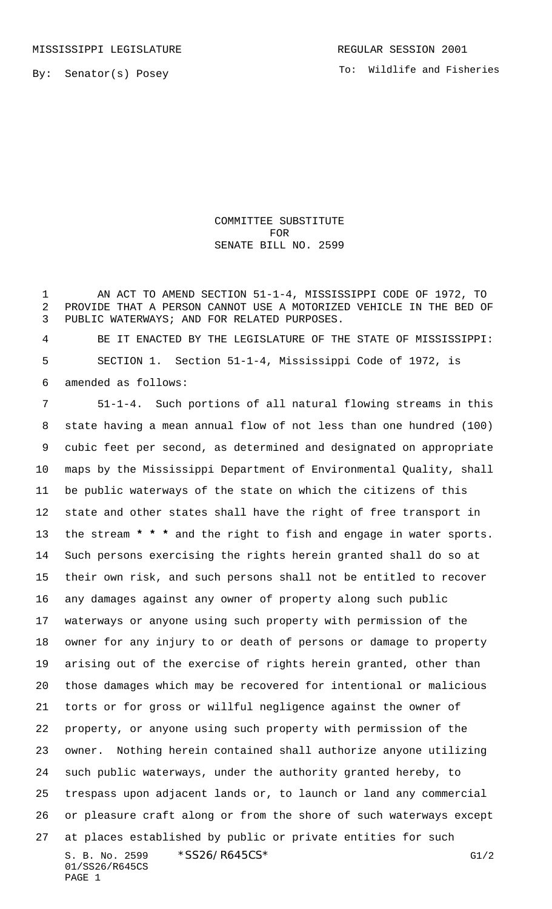MISSISSIPPI LEGISLATURE

REGULAR SESSION 2001

By: Senator(s) Posey

To: Wildlife and Fisheries

COMMITTEE SUBSTITUTE
FOR
SENATE BILL NO. 2599

AN ACT TO AMEND SECTION 51-1-4, MISSISSIPPI CODE OF 1972, TO PROVIDE THAT A PERSON CANNOT USE A MOTORIZED VEHICLE IN THE BED OF PUBLIC WATERWAYS; AND FOR RELATED PURPOSES.

BE IT ENACTED BY THE LEGISLATURE OF THE STATE OF MISSISSIPPI:

SECTION 1. Section 51-1-4, Mississippi Code of 1972, is amended as follows:

51-1-4. Such portions of all natural flowing streams in this state having a mean annual flow of not less than one hundred (100) cubic feet per second, as determined and designated on appropriate maps by the Mississippi Department of Environmental Quality, shall be public waterways of the state on which the citizens of this state and other states shall have the right of free transport in the stream **\* \* \*** and the right to fish and engage in water sports. Such persons exercising the rights herein granted shall do so at their own risk, and such persons shall not be entitled to recover any damages against any owner of property along such public waterways or anyone using such property with permission of the owner for any injury to or death of persons or damage to property arising out of the exercise of rights herein granted, other than those damages which may be recovered for intentional or malicious torts or for gross or willful negligence against the owner of property, or anyone using such property with permission of the owner. Nothing herein contained shall authorize anyone utilizing such public waterways, under the authority granted hereby, to trespass upon adjacent lands or, to launch or land any commercial or pleasure craft along or from the shore of such waterways except at places established by public or private entities for such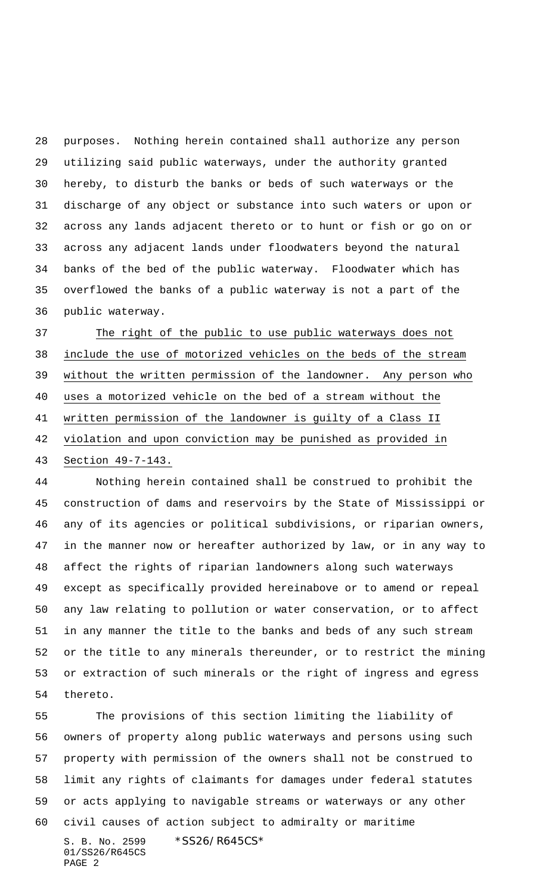purposes. Nothing herein contained shall authorize any person utilizing said public waterways, under the authority granted hereby, to disturb the banks or beds of such waterways or the discharge of any object or substance into such waters or upon or across any lands adjacent thereto or to hunt or fish or go on or across any adjacent lands under floodwaters beyond the natural banks of the bed of the public waterway. Floodwater which has overflowed the banks of a public waterway is not a part of the public waterway.

<u>The right of the public to use public waterways does not include the use of motorized vehicles on the beds of the stream without the written permission of the landowner. Any person who uses a motorized vehicle on the bed of a stream without the written permission of the landowner is guilty of a Class II violation and upon conviction may be punished as provided in Section 49-7-143.</u>

Nothing herein contained shall be construed to prohibit the construction of dams and reservoirs by the State of Mississippi or any of its agencies or political subdivisions, or riparian owners, in the manner now or hereafter authorized by law, or in any way to affect the rights of riparian landowners along such waterways except as specifically provided hereinabove or to amend or repeal any law relating to pollution or water conservation, or to affect in any manner the title to the banks and beds of any such stream or the title to any minerals thereunder, or to restrict the mining or extraction of such minerals or the right of ingress and egress thereto.

The provisions of this section limiting the liability of owners of property along public waterways and persons using such property with permission of the owners shall not be construed to limit any rights of claimants for damages under federal statutes or acts applying to navigable streams or waterways or any other civil causes of action subject to admiralty or maritime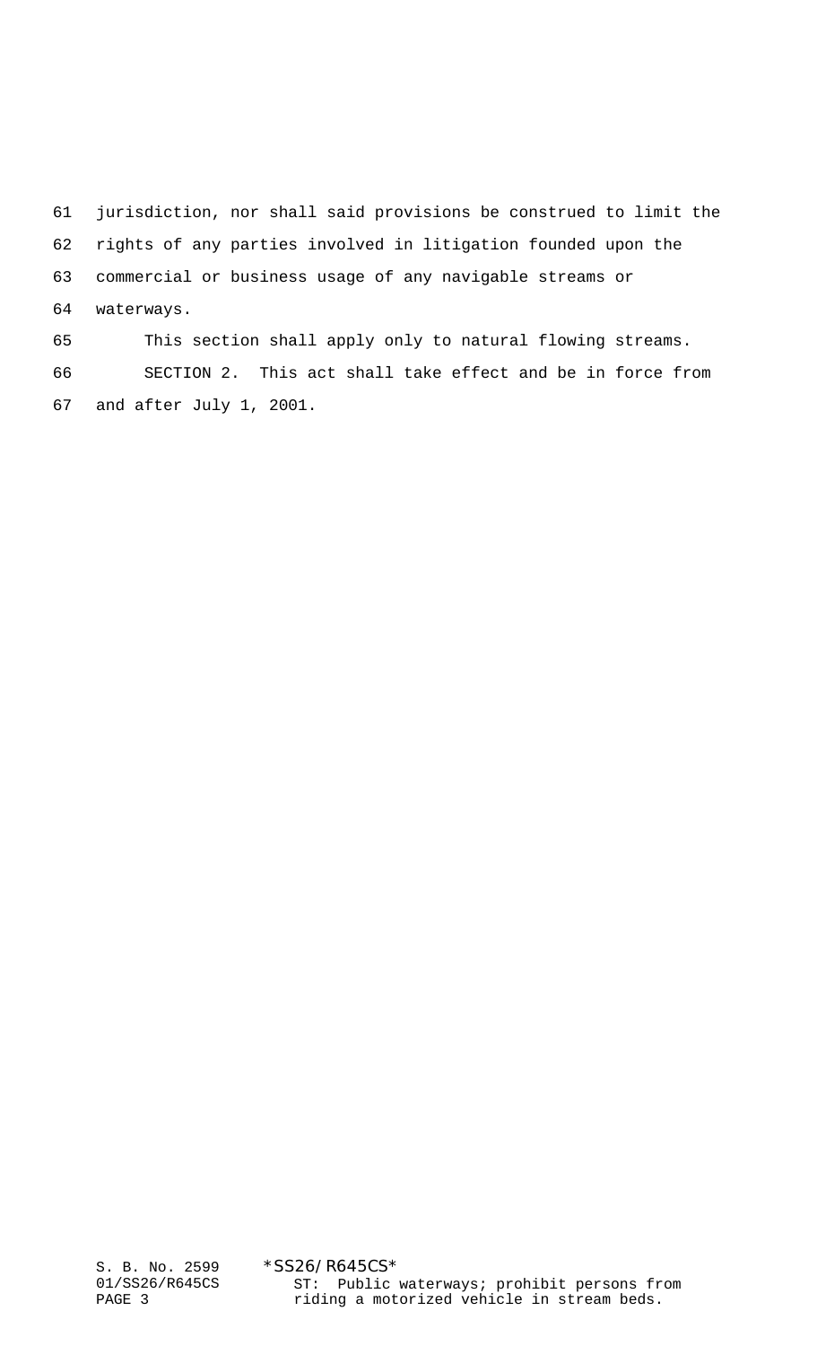jurisdiction, nor shall said provisions be construed to limit the rights of any parties involved in litigation founded upon the commercial or business usage of any navigable streams or waterways.

This section shall apply only to natural flowing streams.

SECTION 2. This act shall take effect and be in force from and after July 1, 2001.